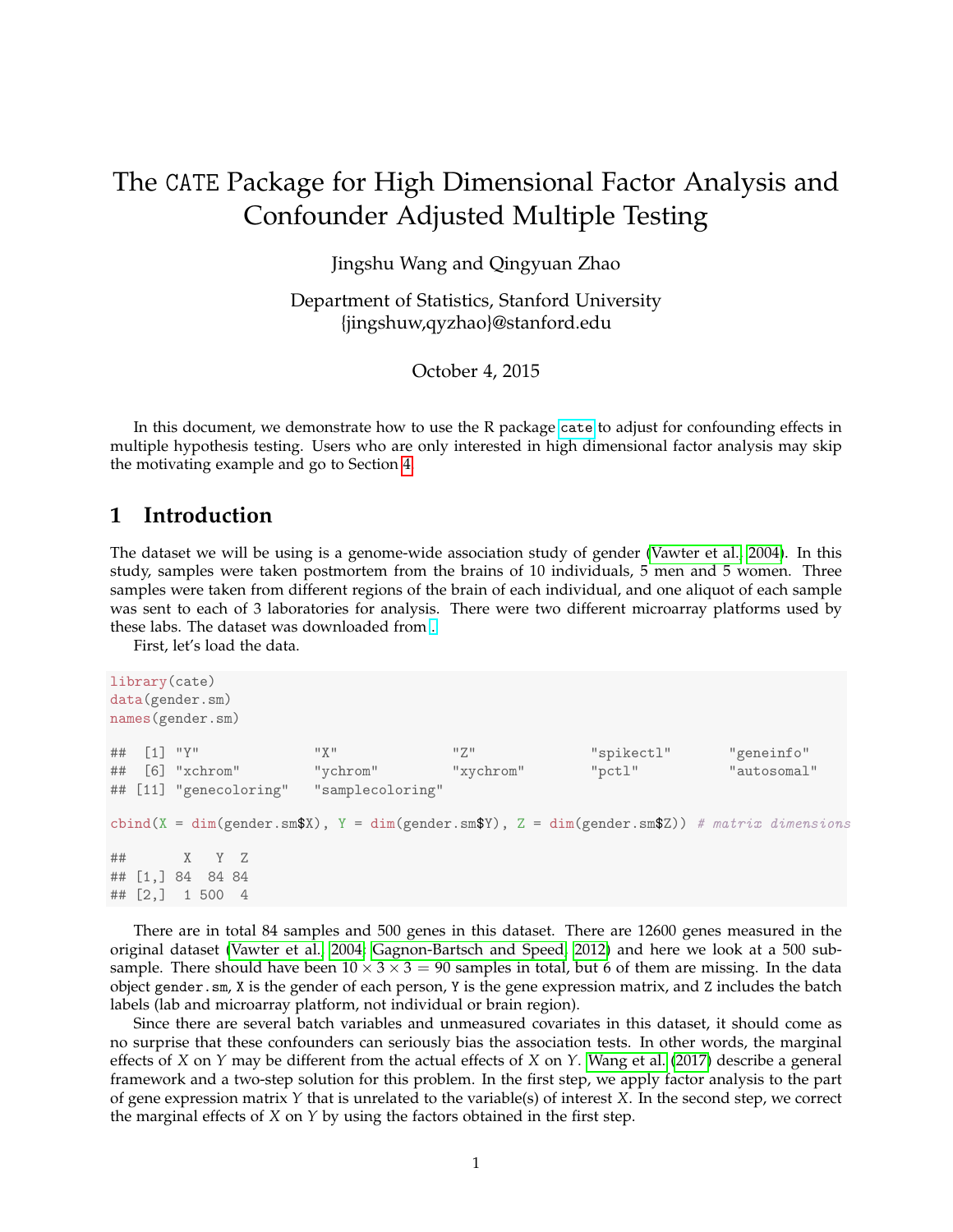# The CATE Package for High Dimensional Factor Analysis and Confounder Adjusted Multiple Testing

Jingshu Wang and Qingyuan Zhao

Department of Statistics, Stanford University
{jingshuw,qyzhao}@stanford.edu

October 4, 2015

In this document, we demonstrate how to use the R package cate to adjust for confounding effects in multiple hypothesis testing. Users who are only interested in high dimensional factor analysis may skip the motivating example and go to Section 4.

## 1 Introduction

The dataset we will be using is a genome-wide association study of gender (Vawter et al., 2004). In this study, samples were taken postmortem from the brains of 10 individuals, 5 men and 5 women. Three samples were taken from different regions of the brain of each individual, and one aliquot of each sample was sent to each of 3 laboratories for analysis. There were two different microarray platforms used by these labs. The dataset was downloaded from .

First, let's load the data.

```
library(cate)
data(gender.sm)
names(gender.sm)

##  [1] "Y"              "X"              "Z"              "spikectl"       "geneinfo"
##  [6] "xchrom"         "ychrom"         "xychrom"        "pctl"           "autosomal"
## [11] "genecoloring"   "samplecoloring"

cbind(X = dim(gender.sm$X), Y = dim(gender.sm$Y), Z = dim(gender.sm$Z)) # matrix dimensions

##       X   Y  Z
## [1,] 84  84 84
## [2,]  1 500  4
```

There are in total 84 samples and 500 genes in this dataset. There are 12600 genes measured in the original dataset (Vawter et al., 2004; Gagnon-Bartsch and Speed, 2012) and here we look at a 500 subsample. There should have been $10 \times 3 \times 3 = 90$ samples in total, but 6 of them are missing. In the data object gender.sm, X is the gender of each person, Y is the gene expression matrix, and Z includes the batch labels (lab and microarray platform, not individual or brain region).

Since there are several batch variables and unmeasured covariates in this dataset, it should come as no surprise that these confounders can seriously bias the association tests. In other words, the marginal effects of $X$ on $Y$ may be different from the actual effects of $X$ on $Y$. Wang et al. (2017) describe a general framework and a two-step solution for this problem. In the first step, we apply factor analysis to the part of gene expression matrix $Y$ that is unrelated to the variable(s) of interest $X$. In the second step, we correct the marginal effects of $X$ on $Y$ by using the factors obtained in the first step.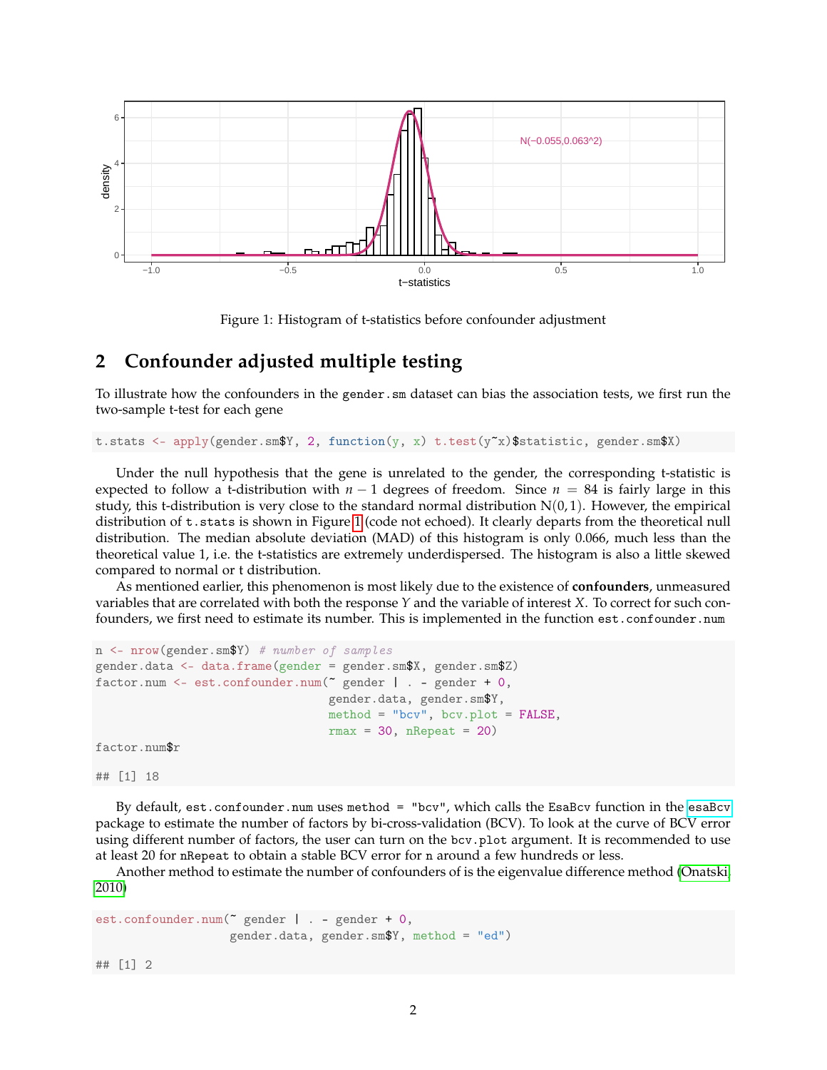Figure 1: Histogram of t-statistics before confounder adjustment

## 2 Confounder adjusted multiple testing

To illustrate how the confounders in the `gender.sm` dataset can bias the association tests, we first run the two-sample t-test for each gene

```
t.stats <- apply(gender.sm$Y, 2, function(y, x) t.test(y~x)$statistic, gender.sm$X)
```

Under the null hypothesis that the gene is unrelated to the gender, the corresponding t-statistic is expected to follow a t-distribution with $n-1$ degrees of freedom. Since $n = 84$ is fairly large in this study, this t-distribution is very close to the standard normal distribution $\mathrm{N}(0,1)$. However, the empirical distribution of `t.stats` is shown in Figure 1 (code not echoed). It clearly departs from the theoretical null distribution. The median absolute deviation (MAD) of this histogram is only 0.066, much less than the theoretical value 1, i.e. the t-statistics are extremely underdispersed. The histogram is also a little skewed compared to normal or t distribution.

As mentioned earlier, this phenomenon is most likely due to the existence of **confounders**, unmeasured variables that are correlated with both the response $Y$ and the variable of interest $X$. To correct for such confounders, we first need to estimate its number. This is implemented in the function `est.confounder.num`

```
n <- nrow(gender.sm$Y) # number of samples
gender.data <- data.frame(gender = gender.sm$X, gender.sm$Z)
factor.num <- est.confounder.num(~ gender | . - gender + 0,
                                 gender.data, gender.sm$Y,
                                 method = "bcv", bcv.plot = FALSE,
                                 rmax = 30, nRepeat = 20)
factor.num$r

## [1] 18
```

By default, `est.confounder.num` uses `method = "bcv"`, which calls the `EsaBcv` function in the `esaBcv` package to estimate the number of factors by bi-cross-validation (BCV). To look at the curve of BCV error using different number of factors, the user can turn on the `bcv.plot` argument. It is recommended to use at least 20 for `nRepeat` to obtain a stable BCV error for `n` around a few hundreds or less.

Another method to estimate the number of confounders of is the eigenvalue difference method (Onatski, 2010)

```
est.confounder.num(~ gender | . - gender + 0,
                   gender.data, gender.sm$Y, method = "ed")

## [1] 2
```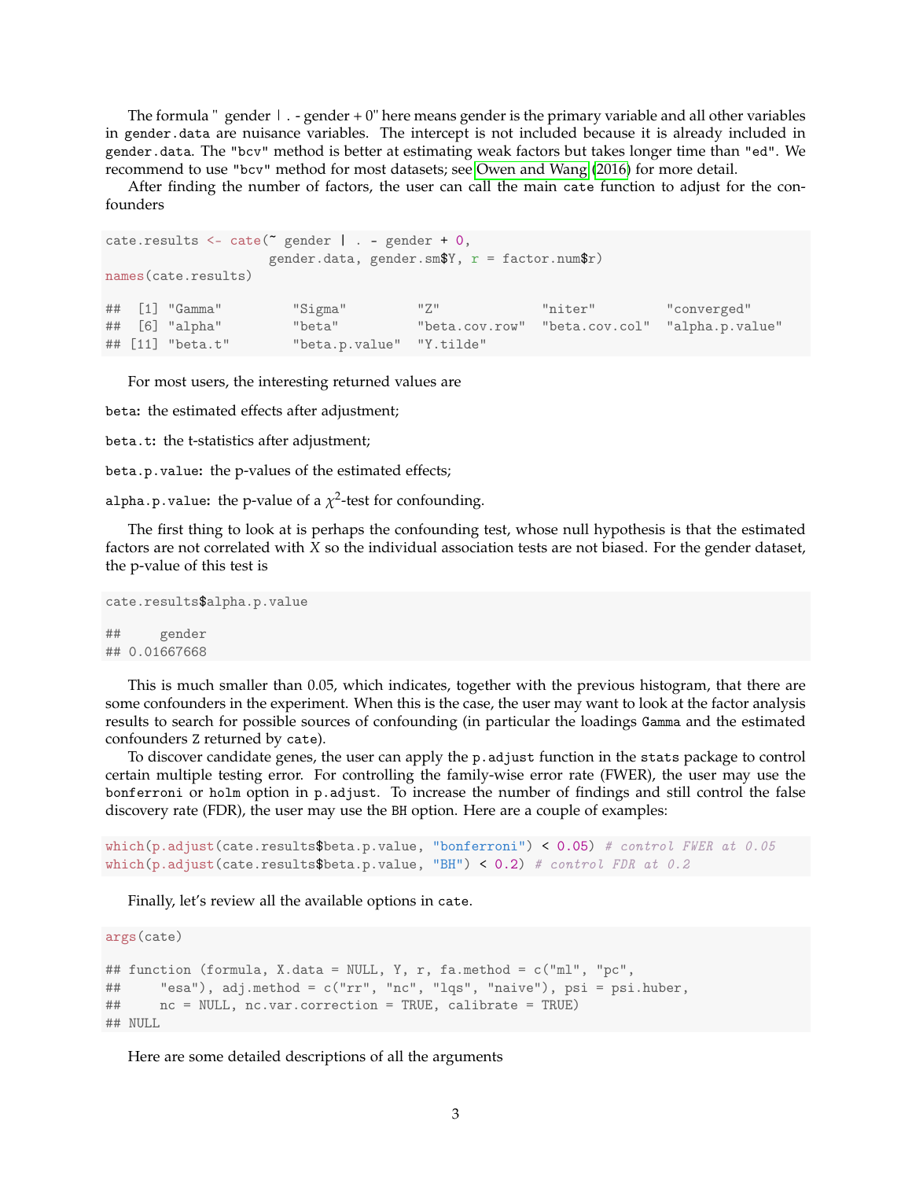The formula " gender | . - gender + 0" here means gender is the primary variable and all other variables in `gender.data` are nuisance variables. The intercept is not included because it is already included in `gender.data`. The `"bcv"` method is better at estimating weak factors but takes longer time than `"ed"`. We recommend to use `"bcv"` method for most datasets; see Owen and Wang (2016) for more detail.

After finding the number of factors, the user can call the main `cate` function to adjust for the confounders

```
cate.results <- cate(~ gender | . - gender + 0,
                     gender.data, gender.sm$Y, r = factor.num$r)
names(cate.results)

##  [1] "Gamma"          "Sigma"          "Z"              "niter"          "converged"
##  [6] "alpha"          "beta"           "beta.cov.row"   "beta.cov.col"   "alpha.p.value"
## [11] "beta.t"         "beta.p.value"   "Y.tilde"
```

For most users, the interesting returned values are

`beta`: the estimated effects after adjustment;

`beta.t`: the t-statistics after adjustment;

`beta.p.value`: the p-values of the estimated effects;

`alpha.p.value`: the p-value of a $\chi^2$-test for confounding.

The first thing to look at is perhaps the confounding test, whose null hypothesis is that the estimated factors are not correlated with $X$ so the individual association tests are not biased. For the gender dataset, the p-value of this test is

```
cate.results$alpha.p.value

##     gender
## 0.01667668
```

This is much smaller than 0.05, which indicates, together with the previous histogram, that there are some confounders in the experiment. When this is the case, the user may want to look at the factor analysis results to search for possible sources of confounding (in particular the loadings `Gamma` and the estimated confounders `Z` returned by `cate`).

To discover candidate genes, the user can apply the `p.adjust` function in the `stats` package to control certain multiple testing error. For controlling the family-wise error rate (FWER), the user may use the `bonferroni` or `holm` option in `p.adjust`. To increase the number of findings and still control the false discovery rate (FDR), the user may use the `BH` option. Here are a couple of examples:

```
which(p.adjust(cate.results$beta.p.value, "bonferroni") < 0.05) # control FWER at 0.05
which(p.adjust(cate.results$beta.p.value, "BH") < 0.2) # control FDR at 0.2
```

Finally, let's review all the available options in `cate`.

```
args(cate)

## function (formula, X.data = NULL, Y, r, fa.method = c("ml", "pc",
##     "esa"), adj.method = c("rr", "nc", "lqs", "naive"), psi = psi.huber,
##     nc = NULL, nc.var.correction = TRUE, calibrate = TRUE)
## NULL
```

Here are some detailed descriptions of all the arguments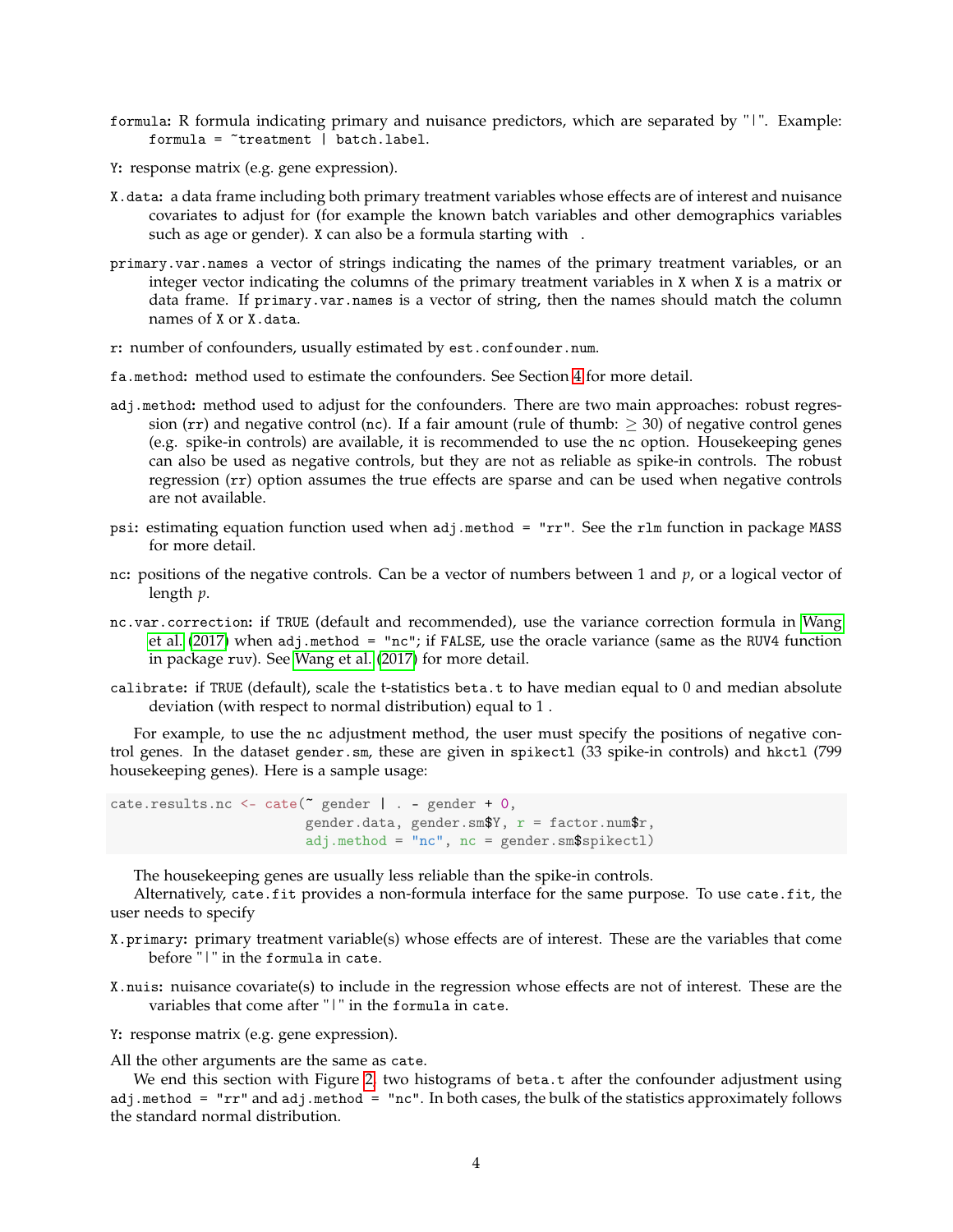`formula`: R formula indicating primary and nuisance predictors, which are separated by "|". Example: `formula = ~treatment | batch.label`.

`Y`: response matrix (e.g. gene expression).

`X.data`: a data frame including both primary treatment variables whose effects are of interest and nuisance covariates to adjust for (for example the known batch variables and other demographics variables such as age or gender). `X` can also be a formula starting with .

`primary.var.names` a vector of strings indicating the names of the primary treatment variables, or an integer vector indicating the columns of the primary treatment variables in `X` when `X` is a matrix or data frame. If `primary.var.names` is a vector of string, then the names should match the column names of `X` or `X.data`.

`r`: number of confounders, usually estimated by `est.confounder.num`.

`fa.method`: method used to estimate the confounders. See Section 4 for more detail.

`adj.method`: method used to adjust for the confounders. There are two main approaches: robust regression (`rr`) and negative control (`nc`). If a fair amount (rule of thumb: $\geq 30$) of negative control genes (e.g. spike-in controls) are available, it is recommended to use the `nc` option. Housekeeping genes can also be used as negative controls, but they are not as reliable as spike-in controls. The robust regression (`rr`) option assumes the true effects are sparse and can be used when negative controls are not available.

`psi`: estimating equation function used when `adj.method = "rr"`. See the `rlm` function in package `MASS` for more detail.

`nc`: positions of the negative controls. Can be a vector of numbers between 1 and $p$, or a logical vector of length $p$.

`nc.var.correction`: if `TRUE` (default and recommended), use the variance correction formula in Wang et al. (2017) when `adj.method = "nc"`; if `FALSE`, use the oracle variance (same as the `RUV4` function in package `ruv`). See Wang et al. (2017) for more detail.

`calibrate`: if `TRUE` (default), scale the t-statistics `beta.t` to have median equal to 0 and median absolute deviation (with respect to normal distribution) equal to 1 .

For example, to use the `nc` adjustment method, the user must specify the positions of negative control genes. In the dataset `gender.sm`, these are given in `spikectl` (33 spike-in controls) and `hkctl` (799 housekeeping genes). Here is a sample usage:

```
cate.results.nc <- cate(~ gender | . - gender + 0,
                        gender.data, gender.sm$Y, r = factor.num$r,
                        adj.method = "nc", nc = gender.sm$spikectl)
```

The housekeeping genes are usually less reliable than the spike-in controls.

Alternatively, `cate.fit` provides a non-formula interface for the same purpose. To use `cate.fit`, the user needs to specify

`X.primary`: primary treatment variable(s) whose effects are of interest. These are the variables that come before "|" in the `formula` in `cate`.

`X.nuis`: nuisance covariate(s) to include in the regression whose effects are not of interest. These are the variables that come after "|" in the `formula` in `cate`.

`Y`: response matrix (e.g. gene expression).

All the other arguments are the same as `cate`.

We end this section with Figure 2, two histograms of `beta.t` after the confounder adjustment using `adj.method = "rr"` and `adj.method = "nc"`. In both cases, the bulk of the statistics approximately follows the standard normal distribution.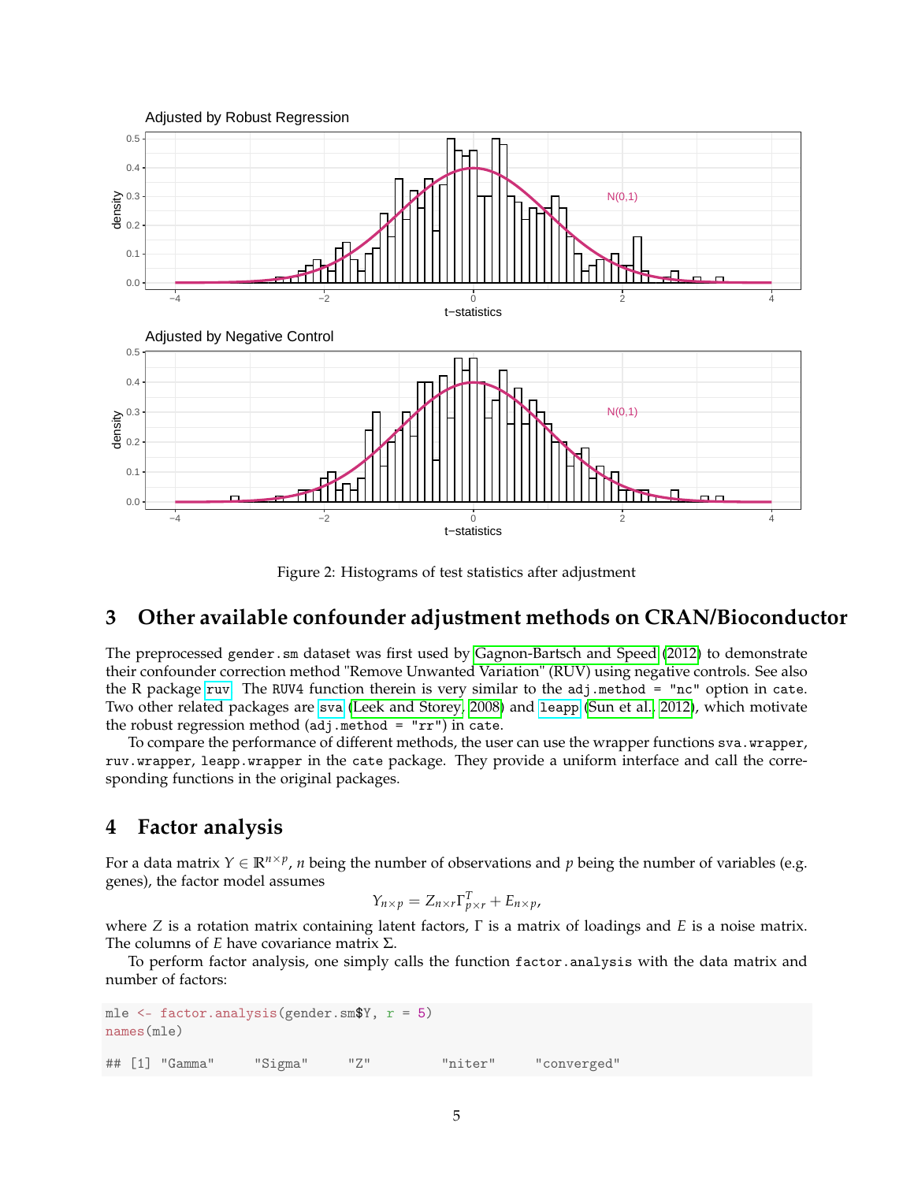Figure 2: Histograms of test statistics after adjustment

## 3 Other available confounder adjustment methods on CRAN/Bioconductor

The preprocessed `gender.sm` dataset was first used by Gagnon-Bartsch and Speed (2012) to demonstrate their confounder correction method "Remove Unwanted Variation" (RUV) using negative controls. See also the R package ruv. The `RUV4` function therein is very similar to the `adj.method = "nc"` option in `cate`. Two other related packages are sva (Leek and Storey, 2008) and leapp (Sun et al., 2012), which motivate the robust regression method (`adj.method = "rr"`) in `cate`.

To compare the performance of different methods, the user can use the wrapper functions `sva.wrapper`, `ruv.wrapper`, `leapp.wrapper` in the `cate` package. They provide a uniform interface and call the corresponding functions in the original packages.

## 4 Factor analysis

For a data matrix $Y \in \mathbb{R}^{n \times p}$, $n$ being the number of observations and $p$ being the number of variables (e.g. genes), the factor model assumes

$$Y_{n \times p} = Z_{n \times r} \Gamma_{p \times r}^T + E_{n \times p},$$

where $Z$ is a rotation matrix containing latent factors, $\Gamma$ is a matrix of loadings and $E$ is a noise matrix. The columns of $E$ have covariance matrix $\Sigma$.

To perform factor analysis, one simply calls the function `factor.analysis` with the data matrix and number of factors:

```
mle <- factor.analysis(gender.sm$Y, r = 5)
names(mle)

## [1] "Gamma"     "Sigma"     "Z"         "niter"     "converged"
```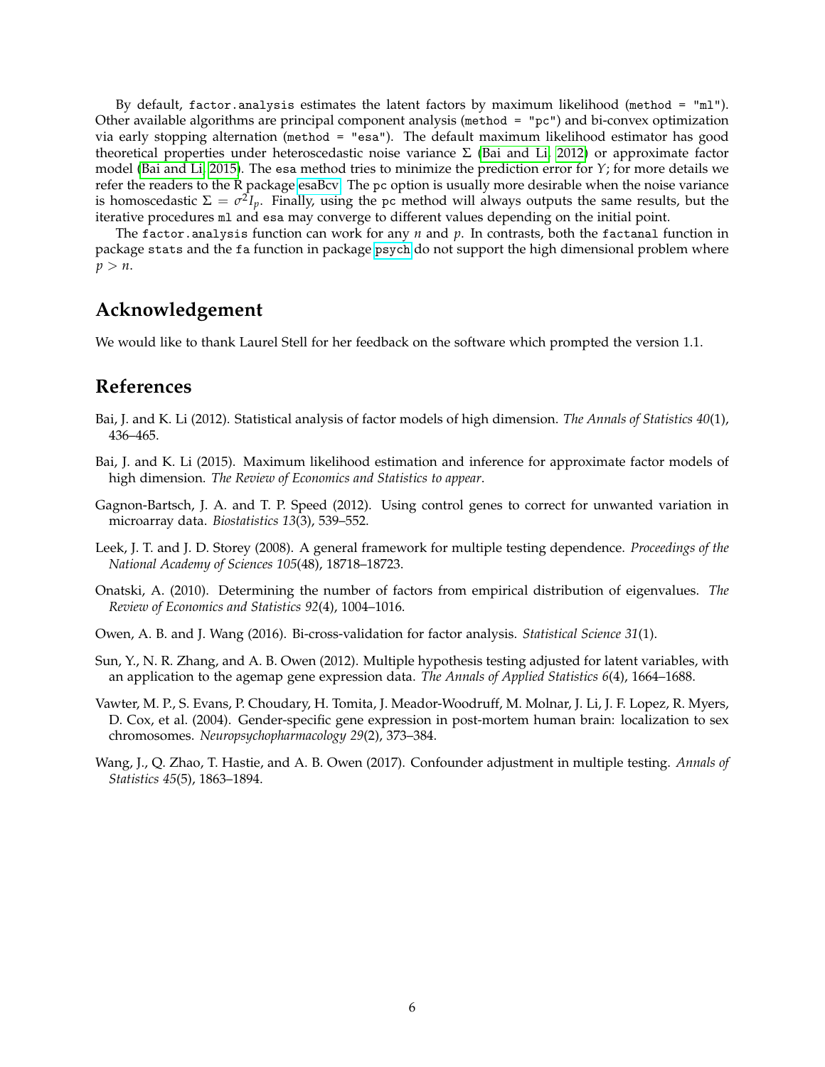By default, `factor.analysis` estimates the latent factors by maximum likelihood (`method = "ml"`). Other available algorithms are principal component analysis (`method = "pc"`) and bi-convex optimization via early stopping alternation (`method = "esa"`). The default maximum likelihood estimator has good theoretical properties under heteroscedastic noise variance $\Sigma$ (Bai and Li, 2012) or approximate factor model (Bai and Li, 2015). The `esa` method tries to minimize the prediction error for $Y$; for more details we refer the readers to the R package esaBcv. The `pc` option is usually more desirable when the noise variance is homoscedastic $\Sigma = \sigma^2 I_p$. Finally, using the `pc` method will always outputs the same results, but the iterative procedures `ml` and `esa` may converge to different values depending on the initial point.

The `factor.analysis` function can work for any $n$ and $p$. In contrasts, both the `factanal` function in package `stats` and the `fa` function in package `psych` do not support the high dimensional problem where $p > n$.

## Acknowledgement

We would like to thank Laurel Stell for her feedback on the software which prompted the version 1.1.

## References

Bai, J. and K. Li (2012). Statistical analysis of factor models of high dimension. *The Annals of Statistics 40*(1), 436–465.

Bai, J. and K. Li (2015). Maximum likelihood estimation and inference for approximate factor models of high dimension. *The Review of Economics and Statistics to appear*.

Gagnon-Bartsch, J. A. and T. P. Speed (2012). Using control genes to correct for unwanted variation in microarray data. *Biostatistics 13*(3), 539–552.

Leek, J. T. and J. D. Storey (2008). A general framework for multiple testing dependence. *Proceedings of the National Academy of Sciences 105*(48), 18718–18723.

Onatski, A. (2010). Determining the number of factors from empirical distribution of eigenvalues. *The Review of Economics and Statistics 92*(4), 1004–1016.

Owen, A. B. and J. Wang (2016). Bi-cross-validation for factor analysis. *Statistical Science 31*(1).

Sun, Y., N. R. Zhang, and A. B. Owen (2012). Multiple hypothesis testing adjusted for latent variables, with an application to the agemap gene expression data. *The Annals of Applied Statistics 6*(4), 1664–1688.

Vawter, M. P., S. Evans, P. Choudary, H. Tomita, J. Meador-Woodruff, M. Molnar, J. Li, J. F. Lopez, R. Myers, D. Cox, et al. (2004). Gender-specific gene expression in post-mortem human brain: localization to sex chromosomes. *Neuropsychopharmacology 29*(2), 373–384.

Wang, J., Q. Zhao, T. Hastie, and A. B. Owen (2017). Confounder adjustment in multiple testing. *Annals of Statistics 45*(5), 1863–1894.